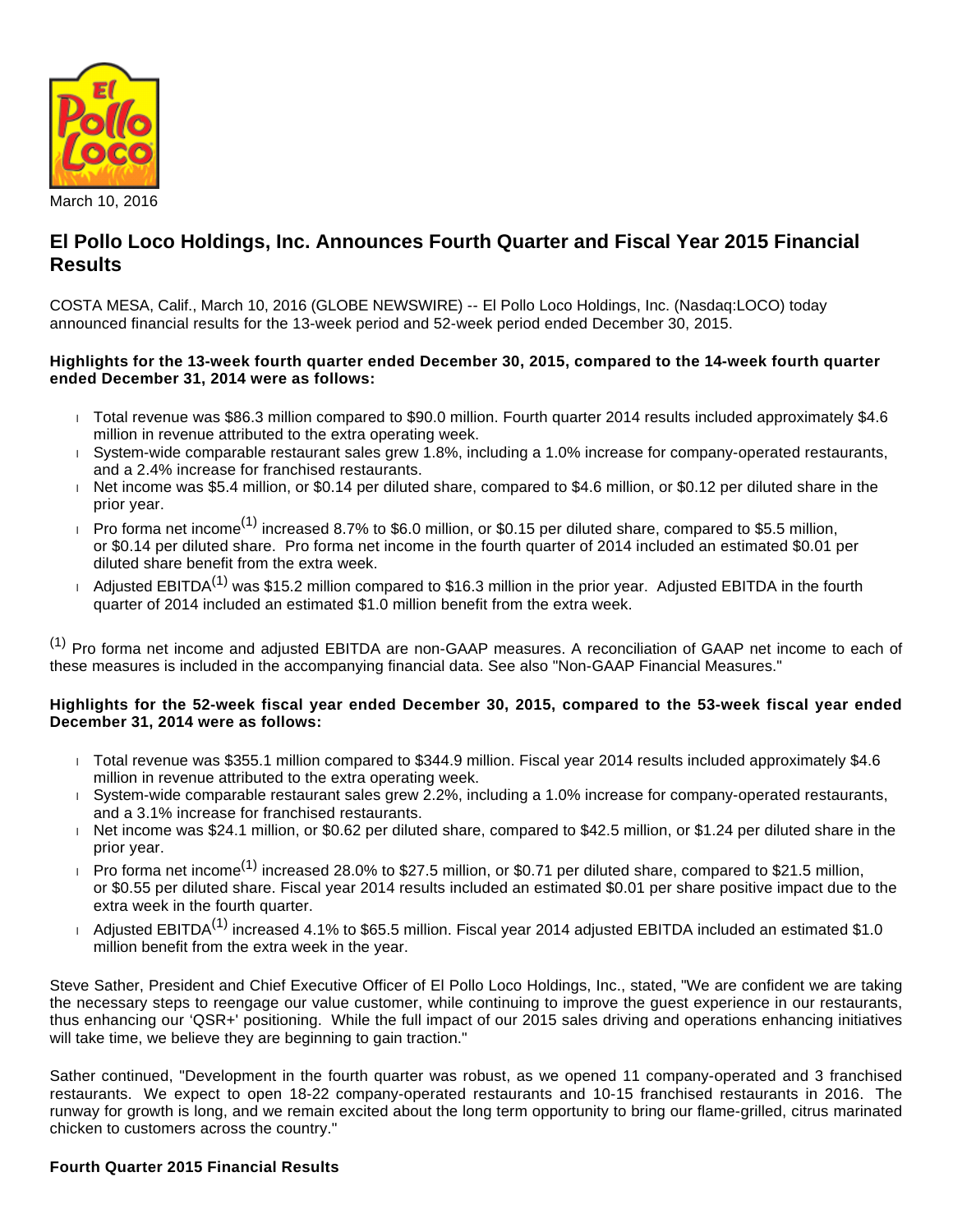March 10, 2016

# El Pollo Loco Holdings, Inc. Announces Fourth Quarter and Fiscal Year 2015 Financial Results

COSTA MESA, Calif., March 10, 2016 (GLOBE NEWSWIRE) -- El Pollo Loco Holdings, Inc. (Nasdaq:LOCO) today announced financial results for the 13-week period and 52-week period ended December 30, 2015.

**Highlights for the 13-week fourth quarter ended December 30, 2015, compared to the 14-week fourth quarter ended December 31, 2014 were as follows:**

- Total revenue was $86.3 million compared to $90.0 million. Fourth quarter 2014 results included approximately $4.6 million in revenue attributed to the extra operating week.
- System-wide comparable restaurant sales grew 1.8%, including a 1.0% increase for company-operated restaurants, and a 2.4% increase for franchised restaurants.
- Net income was $5.4 million, or $0.14 per diluted share, compared to $4.6 million, or $0.12 per diluted share in the prior year.
- Pro forma net income[1] increased 8.7% to $6.0 million, or $0.15 per diluted share, compared to $5.5 million, or $0.14 per diluted share. Pro forma net income in the fourth quarter of 2014 included an estimated $0.01 per diluted share benefit from the extra week.
- Adjusted EBITDA[1] was $15.2 million compared to $16.3 million in the prior year. Adjusted EBITDA in the fourth quarter of 2014 included an estimated $1.0 million benefit from the extra week.

[1] Pro forma net income and adjusted EBITDA are non-GAAP measures. A reconciliation of GAAP net income to each of these measures is included in the accompanying financial data. See also "Non-GAAP Financial Measures."

**Highlights for the 52-week fiscal year ended December 30, 2015, compared to the 53-week fiscal year ended December 31, 2014 were as follows:**

- Total revenue was $355.1 million compared to $344.9 million. Fiscal year 2014 results included approximately $4.6 million in revenue attributed to the extra operating week.
- System-wide comparable restaurant sales grew 2.2%, including a 1.0% increase for company-operated restaurants, and a 3.1% increase for franchised restaurants.
- Net income was $24.1 million, or $0.62 per diluted share, compared to $42.5 million, or $1.24 per diluted share in the prior year.
- Pro forma net income[1] increased 28.0% to $27.5 million, or $0.71 per diluted share, compared to $21.5 million, or $0.55 per diluted share. Fiscal year 2014 results included an estimated $0.01 per share positive impact due to the extra week in the fourth quarter.
- Adjusted EBITDA[1] increased 4.1% to $65.5 million. Fiscal year 2014 adjusted EBITDA included an estimated $1.0 million benefit from the extra week in the year.

Steve Sather, President and Chief Executive Officer of El Pollo Loco Holdings, Inc., stated, "We are confident we are taking the necessary steps to reengage our value customer, while continuing to improve the guest experience in our restaurants, thus enhancing our 'QSR+' positioning. While the full impact of our 2015 sales driving and operations enhancing initiatives will take time, we believe they are beginning to gain traction."

Sather continued, "Development in the fourth quarter was robust, as we opened 11 company-operated and 3 franchised restaurants. We expect to open 18-22 company-operated restaurants and 10-15 franchised restaurants in 2016. The runway for growth is long, and we remain excited about the long term opportunity to bring our flame-grilled, citrus marinated chicken to customers across the country."

**Fourth Quarter 2015 Financial Results**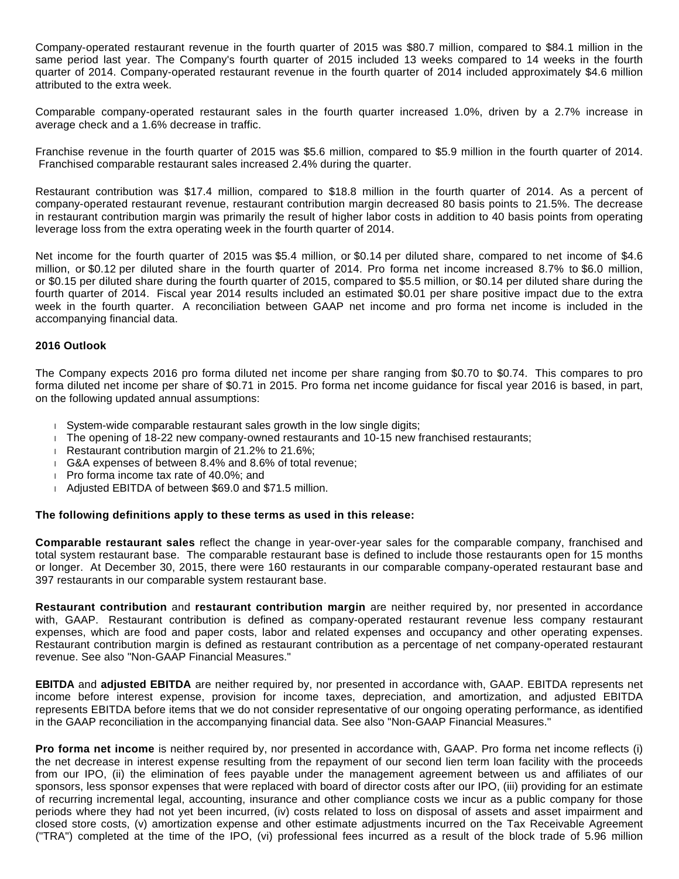Company-operated restaurant revenue in the fourth quarter of 2015 was $80.7 million, compared to $84.1 million in the same period last year. The Company's fourth quarter of 2015 included 13 weeks compared to 14 weeks in the fourth quarter of 2014. Company-operated restaurant revenue in the fourth quarter of 2014 included approximately $4.6 million attributed to the extra week.

Comparable company-operated restaurant sales in the fourth quarter increased 1.0%, driven by a 2.7% increase in average check and a 1.6% decrease in traffic.

Franchise revenue in the fourth quarter of 2015 was $5.6 million, compared to $5.9 million in the fourth quarter of 2014. Franchised comparable restaurant sales increased 2.4% during the quarter.

Restaurant contribution was $17.4 million, compared to $18.8 million in the fourth quarter of 2014. As a percent of company-operated restaurant revenue, restaurant contribution margin decreased 80 basis points to 21.5%. The decrease in restaurant contribution margin was primarily the result of higher labor costs in addition to 40 basis points from operating leverage loss from the extra operating week in the fourth quarter of 2014.

Net income for the fourth quarter of 2015 was $5.4 million, or $0.14 per diluted share, compared to net income of $4.6 million, or $0.12 per diluted share in the fourth quarter of 2014. Pro forma net income increased 8.7% to $6.0 million, or $0.15 per diluted share during the fourth quarter of 2015, compared to $5.5 million, or $0.14 per diluted share during the fourth quarter of 2014. Fiscal year 2014 results included an estimated $0.01 per share positive impact due to the extra week in the fourth quarter. A reconciliation between GAAP net income and pro forma net income is included in the accompanying financial data.

**2016 Outlook**

The Company expects 2016 pro forma diluted net income per share ranging from $0.70 to $0.74. This compares to pro forma diluted net income per share of $0.71 in 2015. Pro forma net income guidance for fiscal year 2016 is based, in part, on the following updated annual assumptions:

- System-wide comparable restaurant sales growth in the low single digits;
- The opening of 18-22 new company-owned restaurants and 10-15 new franchised restaurants;
- Restaurant contribution margin of 21.2% to 21.6%;
- G&A expenses of between 8.4% and 8.6% of total revenue;
- Pro forma income tax rate of 40.0%; and
- Adjusted EBITDA of between $69.0 and $71.5 million.

**The following definitions apply to these terms as used in this release:**

**Comparable restaurant sales** reflect the change in year-over-year sales for the comparable company, franchised and total system restaurant base. The comparable restaurant base is defined to include those restaurants open for 15 months or longer. At December 30, 2015, there were 160 restaurants in our comparable company-operated restaurant base and 397 restaurants in our comparable system restaurant base.

**Restaurant contribution** and **restaurant contribution margin** are neither required by, nor presented in accordance with, GAAP. Restaurant contribution is defined as company-operated restaurant revenue less company restaurant expenses, which are food and paper costs, labor and related expenses and occupancy and other operating expenses. Restaurant contribution margin is defined as restaurant contribution as a percentage of net company-operated restaurant revenue. See also "Non-GAAP Financial Measures."

**EBITDA** and **adjusted EBITDA** are neither required by, nor presented in accordance with, GAAP. EBITDA represents net income before interest expense, provision for income taxes, depreciation, and amortization, and adjusted EBITDA represents EBITDA before items that we do not consider representative of our ongoing operating performance, as identified in the GAAP reconciliation in the accompanying financial data. See also "Non-GAAP Financial Measures."

**Pro forma net income** is neither required by, nor presented in accordance with, GAAP. Pro forma net income reflects (i) the net decrease in interest expense resulting from the repayment of our second lien term loan facility with the proceeds from our IPO, (ii) the elimination of fees payable under the management agreement between us and affiliates of our sponsors, less sponsor expenses that were replaced with board of director costs after our IPO, (iii) providing for an estimate of recurring incremental legal, accounting, insurance and other compliance costs we incur as a public company for those periods where they had not yet been incurred, (iv) costs related to loss on disposal of assets and asset impairment and closed store costs, (v) amortization expense and other estimate adjustments incurred on the Tax Receivable Agreement ("TRA") completed at the time of the IPO, (vi) professional fees incurred as a result of the block trade of 5.96 million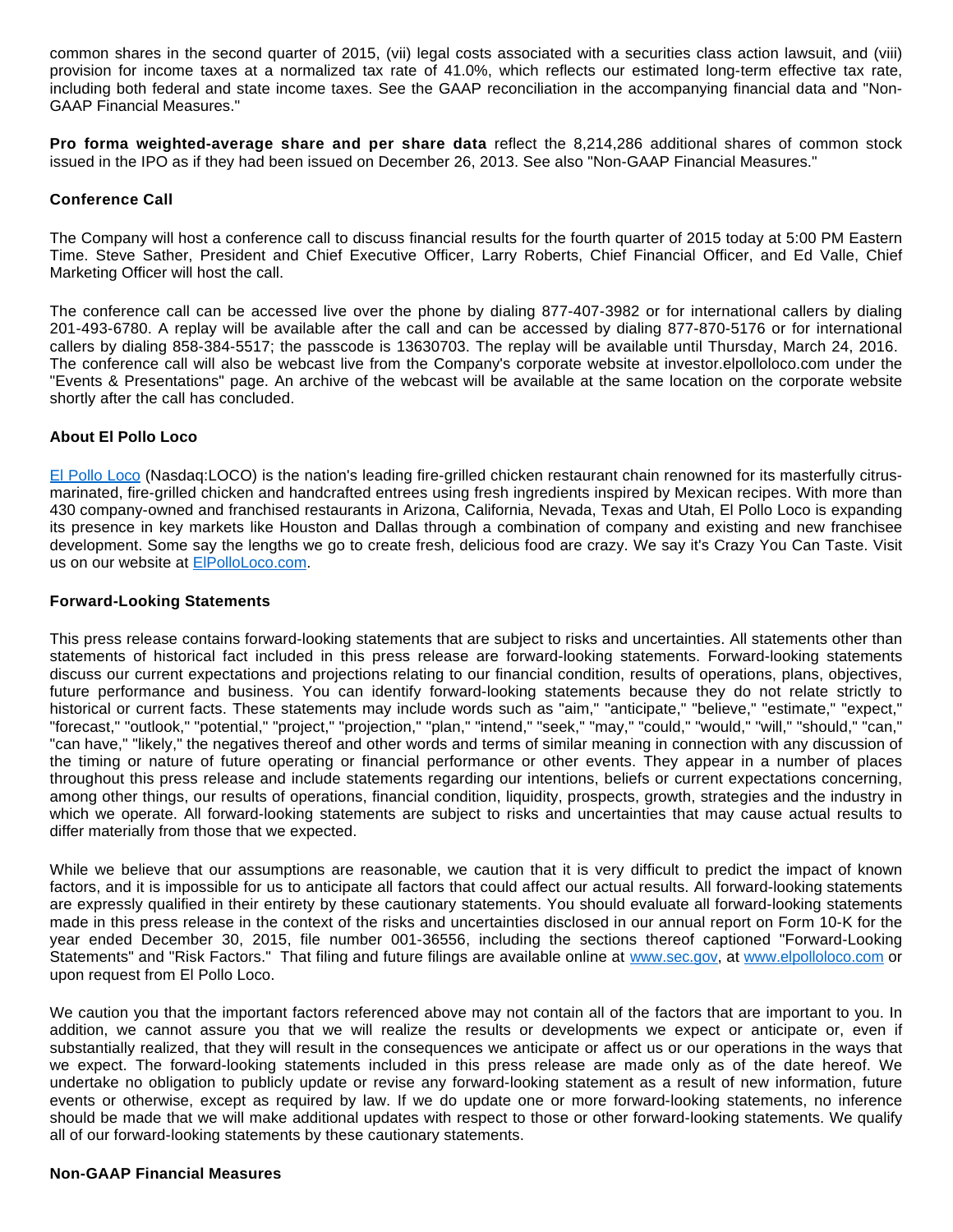common shares in the second quarter of 2015, (vii) legal costs associated with a securities class action lawsuit, and (viii) provision for income taxes at a normalized tax rate of 41.0%, which reflects our estimated long-term effective tax rate, including both federal and state income taxes. See the GAAP reconciliation in the accompanying financial data and "Non-GAAP Financial Measures."

**Pro forma weighted-average share and per share data** reflect the 8,214,286 additional shares of common stock issued in the IPO as if they had been issued on December 26, 2013. See also "Non-GAAP Financial Measures."

### Conference Call

The Company will host a conference call to discuss financial results for the fourth quarter of 2015 today at 5:00 PM Eastern Time. Steve Sather, President and Chief Executive Officer, Larry Roberts, Chief Financial Officer, and Ed Valle, Chief Marketing Officer will host the call.

The conference call can be accessed live over the phone by dialing 877-407-3982 or for international callers by dialing 201-493-6780. A replay will be available after the call and can be accessed by dialing 877-870-5176 or for international callers by dialing 858-384-5517; the passcode is 13630703. The replay will be available until Thursday, March 24, 2016. The conference call will also be webcast live from the Company's corporate website at investor.elpolloloco.com under the "Events & Presentations" page. An archive of the webcast will be available at the same location on the corporate website shortly after the call has concluded.

### About El Pollo Loco

El Pollo Loco (Nasdaq:LOCO) is the nation's leading fire-grilled chicken restaurant chain renowned for its masterfully citrus-marinated, fire-grilled chicken and handcrafted entrees using fresh ingredients inspired by Mexican recipes. With more than 430 company-owned and franchised restaurants in Arizona, California, Nevada, Texas and Utah, El Pollo Loco is expanding its presence in key markets like Houston and Dallas through a combination of company and existing and new franchisee development. Some say the lengths we go to create fresh, delicious food are crazy. We say it's Crazy You Can Taste. Visit us on our website at ElPolloLoco.com.

### Forward-Looking Statements

This press release contains forward-looking statements that are subject to risks and uncertainties. All statements other than statements of historical fact included in this press release are forward-looking statements. Forward-looking statements discuss our current expectations and projections relating to our financial condition, results of operations, plans, objectives, future performance and business. You can identify forward-looking statements because they do not relate strictly to historical or current facts. These statements may include words such as "aim," "anticipate," "believe," "estimate," "expect," "forecast," "outlook," "potential," "project," "projection," "plan," "intend," "seek," "may," "could," "would," "will," "should," "can," "can have," "likely," the negatives thereof and other words and terms of similar meaning in connection with any discussion of the timing or nature of future operating or financial performance or other events. They appear in a number of places throughout this press release and include statements regarding our intentions, beliefs or current expectations concerning, among other things, our results of operations, financial condition, liquidity, prospects, growth, strategies and the industry in which we operate. All forward-looking statements are subject to risks and uncertainties that may cause actual results to differ materially from those that we expected.

While we believe that our assumptions are reasonable, we caution that it is very difficult to predict the impact of known factors, and it is impossible for us to anticipate all factors that could affect our actual results. All forward-looking statements are expressly qualified in their entirety by these cautionary statements. You should evaluate all forward-looking statements made in this press release in the context of the risks and uncertainties disclosed in our annual report on Form 10-K for the year ended December 30, 2015, file number 001-36556, including the sections thereof captioned "Forward-Looking Statements" and "Risk Factors." That filing and future filings are available online at www.sec.gov, at www.elpolloloco.com or upon request from El Pollo Loco.

We caution you that the important factors referenced above may not contain all of the factors that are important to you. In addition, we cannot assure you that we will realize the results or developments we expect or anticipate or, even if substantially realized, that they will result in the consequences we anticipate or affect us or our operations in the ways that we expect. The forward-looking statements included in this press release are made only as of the date hereof. We undertake no obligation to publicly update or revise any forward-looking statement as a result of new information, future events or otherwise, except as required by law. If we do update one or more forward-looking statements, no inference should be made that we will make additional updates with respect to those or other forward-looking statements. We qualify all of our forward-looking statements by these cautionary statements.

### Non-GAAP Financial Measures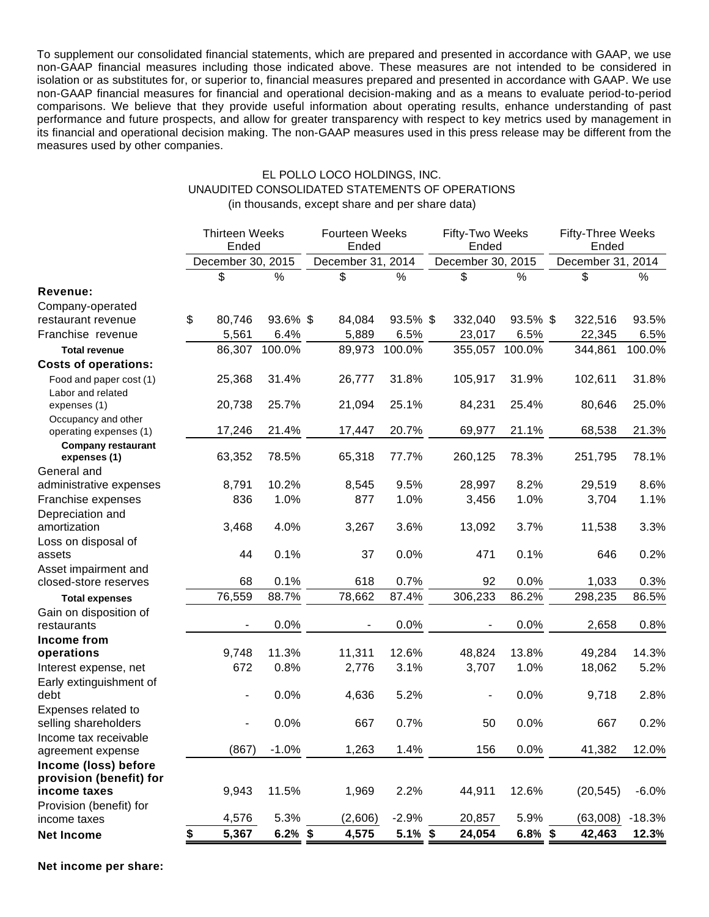To supplement our consolidated financial statements, which are prepared and presented in accordance with GAAP, we use non-GAAP financial measures including those indicated above. These measures are not intended to be considered in isolation or as substitutes for, or superior to, financial measures prepared and presented in accordance with GAAP. We use non-GAAP financial measures for financial and operational decision-making and as a means to evaluate period-to-period comparisons. We believe that they provide useful information about operating results, enhance understanding of past performance and future prospects, and allow for greater transparency with respect to key metrics used by management in its financial and operational decision making. The non-GAAP measures used in this press release may be different from the measures used by other companies.

EL POLLO LOCO HOLDINGS, INC.
UNAUDITED CONSOLIDATED STATEMENTS OF OPERATIONS
(in thousands, except share and per share data)

| | Thirteen Weeks Ended December 30, 2015 | | Fourteen Weeks Ended December 31, 2014 | | Fifty-Two Weeks Ended December 30, 2015 | | Fifty-Three Weeks Ended December 31, 2014 | |
|---|---|---|---|---|---|---|---|---|
| | $ | % | $ | % | $ | % | $ | % |
| **Revenue:** | | | | | | | | |
| Company-operated restaurant revenue | $ 80,746 | 93.6% | $ 84,084 | 93.5% | $ 332,040 | 93.5% | $ 322,516 | 93.5% |
| Franchise revenue | 5,561 | 6.4% | 5,889 | 6.5% | 23,017 | 6.5% | 22,345 | 6.5% |
| **Total revenue** | 86,307 | 100.0% | 89,973 | 100.0% | 355,057 | 100.0% | 344,861 | 100.0% |
| **Costs of operations:** | | | | | | | | |
| Food and paper cost (1) | 25,368 | 31.4% | 26,777 | 31.8% | 105,917 | 31.9% | 102,611 | 31.8% |
| Labor and related expenses (1) | 20,738 | 25.7% | 21,094 | 25.1% | 84,231 | 25.4% | 80,646 | 25.0% |
| Occupancy and other operating expenses (1) | 17,246 | 21.4% | 17,447 | 20.7% | 69,977 | 21.1% | 68,538 | 21.3% |
| **Company restaurant expenses (1)** | 63,352 | 78.5% | 65,318 | 77.7% | 260,125 | 78.3% | 251,795 | 78.1% |
| General and administrative expenses | 8,791 | 10.2% | 8,545 | 9.5% | 28,997 | 8.2% | 29,519 | 8.6% |
| Franchise expenses | 836 | 1.0% | 877 | 1.0% | 3,456 | 1.0% | 3,704 | 1.1% |
| Depreciation and amortization | 3,468 | 4.0% | 3,267 | 3.6% | 13,092 | 3.7% | 11,538 | 3.3% |
| Loss on disposal of assets | 44 | 0.1% | 37 | 0.0% | 471 | 0.1% | 646 | 0.2% |
| Asset impairment and closed-store reserves | 68 | 0.1% | 618 | 0.7% | 92 | 0.0% | 1,033 | 0.3% |
| **Total expenses** | 76,559 | 88.7% | 78,662 | 87.4% | 306,233 | 86.2% | 298,235 | 86.5% |
| Gain on disposition of restaurants | - | 0.0% | - | 0.0% | - | 0.0% | 2,658 | 0.8% |
| **Income from operations** | 9,748 | 11.3% | 11,311 | 12.6% | 48,824 | 13.8% | 49,284 | 14.3% |
| Interest expense, net | 672 | 0.8% | 2,776 | 3.1% | 3,707 | 1.0% | 18,062 | 5.2% |
| Early extinguishment of debt | - | 0.0% | 4,636 | 5.2% | - | 0.0% | 9,718 | 2.8% |
| Expenses related to selling shareholders | - | 0.0% | 667 | 0.7% | 50 | 0.0% | 667 | 0.2% |
| Income tax receivable agreement expense | (867) | -1.0% | 1,263 | 1.4% | 156 | 0.0% | 41,382 | 12.0% |
| **Income (loss) before provision (benefit) for income taxes** | 9,943 | 11.5% | 1,969 | 2.2% | 44,911 | 12.6% | (20,545) | -6.0% |
| Provision (benefit) for income taxes | 4,576 | 5.3% | (2,606) | -2.9% | 20,857 | 5.9% | (63,008) | -18.3% |
| **Net Income** | **$ 5,367** | **6.2%** | **$ 4,575** | **5.1%** | **$ 24,054** | **6.8%** | **$ 42,463** | **12.3%** |

**Net income per share:**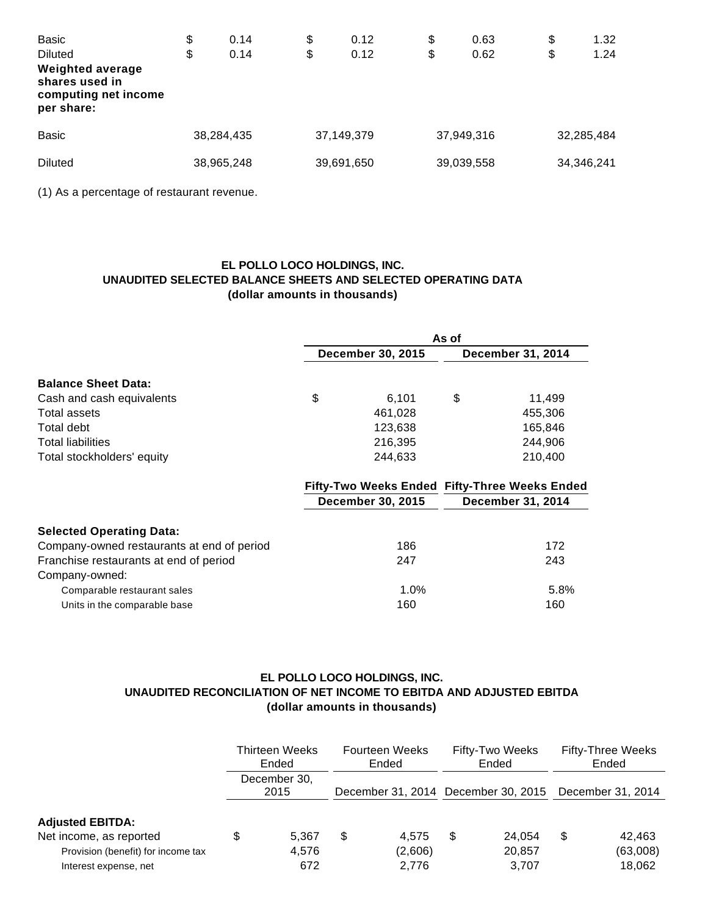| | | | | |
|---|---|---|---|---|
| Basic | $ 0.14 | $ 0.12 | $ 0.63 | $ 1.32 |
| Diluted | $ 0.14 | $ 0.12 | $ 0.62 | $ 1.24 |
| **Weighted average shares used in computing net income per share:** | | | | |
| Basic | 38,284,435 | 37,149,379 | 37,949,316 | 32,285,484 |
| Diluted | 38,965,248 | 39,691,650 | 39,039,558 | 34,346,241 |

(1) As a percentage of restaurant revenue.

**EL POLLO LOCO HOLDINGS, INC.**
**UNAUDITED SELECTED BALANCE SHEETS AND SELECTED OPERATING DATA**
**(dollar amounts in thousands)**

| | As of | |
|---|---|---|
| | **December 30, 2015** | **December 31, 2014** |
| **Balance Sheet Data:** | | |
| Cash and cash equivalents | $ 6,101 | $ 11,499 |
| Total assets | 461,028 | 455,306 |
| Total debt | 123,638 | 165,846 |
| Total liabilities | 216,395 | 244,906 |
| Total stockholders' equity | 244,633 | 210,400 |

| | **Fifty-Two Weeks Ended** | **Fifty-Three Weeks Ended** |
|---|---|---|
| | **December 30, 2015** | **December 31, 2014** |
| **Selected Operating Data:** | | |
| Company-owned restaurants at end of period | 186 | 172 |
| Franchise restaurants at end of period | 247 | 243 |
| Company-owned: | | |
| Comparable restaurant sales | 1.0% | 5.8% |
| Units in the comparable base | 160 | 160 |

**EL POLLO LOCO HOLDINGS, INC.**
**UNAUDITED RECONCILIATION OF NET INCOME TO EBITDA AND ADJUSTED EBITDA**
**(dollar amounts in thousands)**

| | Thirteen Weeks Ended | Fourteen Weeks Ended | Fifty-Two Weeks Ended | Fifty-Three Weeks Ended |
|---|---|---|---|---|
| | December 30, 2015 | December 31, 2014 | December 30, 2015 | December 31, 2014 |
| **Adjusted EBITDA:** | | | | |
| Net income, as reported | $ 5,367 | $ 4,575 | $ 24,054 | $ 42,463 |
| Provision (benefit) for income tax | 4,576 | (2,606) | 20,857 | (63,008) |
| Interest expense, net | 672 | 2,776 | 3,707 | 18,062 |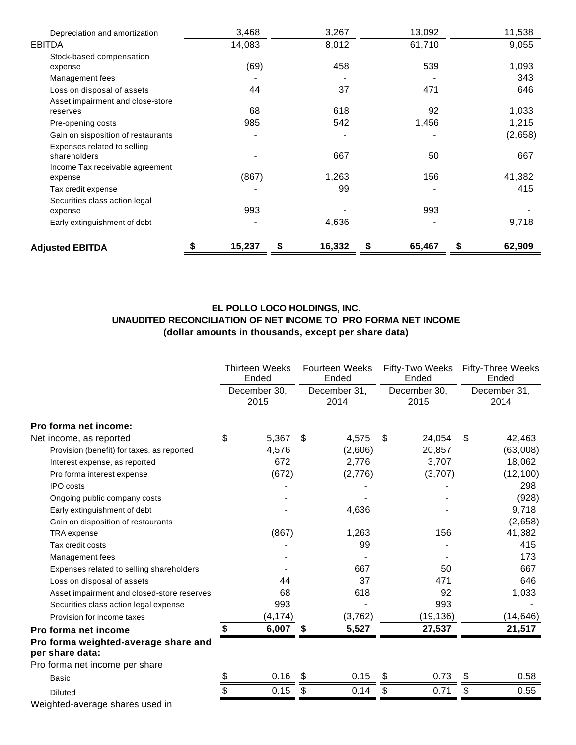| | | | | |
|---|---|---|---|---|
| Depreciation and amortization | 3,468 | 3,267 | 13,092 | 11,538 |
| EBITDA | 14,083 | 8,012 | 61,710 | 9,055 |
| Stock-based compensation expense | (69) | 458 | 539 | 1,093 |
| Management fees | - | - | - | 343 |
| Loss on disposal of assets | 44 | 37 | 471 | 646 |
| Asset impairment and close-store reserves | 68 | 618 | 92 | 1,033 |
| Pre-opening costs | 985 | 542 | 1,456 | 1,215 |
| Gain on sisposition of restaurants | - | - | - | (2,658) |
| Expenses related to selling shareholders | - | 667 | 50 | 667 |
| Income Tax receivable agreement expense | (867) | 1,263 | 156 | 41,382 |
| Tax credit expense | - | 99 | - | 415 |
| Securities class action legal expense | 993 | - | 993 | - |
| Early extinguishment of debt | - | 4,636 | - | 9,718 |
| **Adjusted EBITDA** | **$ 15,237** | **$ 16,332** | **$ 65,467** | **$ 62,909** |

**EL POLLO LOCO HOLDINGS, INC.**
**UNAUDITED RECONCILIATION OF NET INCOME TO PRO FORMA NET INCOME**
**(dollar amounts in thousands, except per share data)**

| | Thirteen Weeks Ended December 30, 2015 | Fourteen Weeks Ended December 31, 2014 | Fifty-Two Weeks Ended December 30, 2015 | Fifty-Three Weeks Ended December 31, 2014 |
|---|---|---|---|---|
| **Pro forma net income:** | | | | |
| Net income, as reported | $ 5,367 | $ 4,575 | $ 24,054 | $ 42,463 |
| Provision (benefit) for taxes, as reported | 4,576 | (2,606) | 20,857 | (63,008) |
| Interest expense, as reported | 672 | 2,776 | 3,707 | 18,062 |
| Pro forma interest expense | (672) | (2,776) | (3,707) | (12,100) |
| IPO costs | - | - | - | 298 |
| Ongoing public company costs | - | - | - | (928) |
| Early extinguishment of debt | - | 4,636 | - | 9,718 |
| Gain on disposition of restaurants | - | - | - | (2,658) |
| TRA expense | (867) | 1,263 | 156 | 41,382 |
| Tax credit costs | - | 99 | - | 415 |
| Management fees | - | - | - | 173 |
| Expenses related to selling shareholders | - | 667 | 50 | 667 |
| Loss on disposal of assets | 44 | 37 | 471 | 646 |
| Asset impairment and closed-store reserves | 68 | 618 | 92 | 1,033 |
| Securities class action legal expense | 993 | - | 993 | - |
| Provision for income taxes | (4,174) | (3,762) | (19,136) | (14,646) |
| **Pro forma net income** | **$ 6,007** | **$ 5,527** | **27,537** | **21,517** |
| **Pro forma weighted-average share and per share data:** | | | | |
| Pro forma net income per share | | | | |
| Basic | $ 0.16 | $ 0.15 | $ 0.73 | $ 0.58 |
| Diluted | $ 0.15 | $ 0.14 | $ 0.71 | $ 0.55 |
| Weighted-average shares used in | | | | |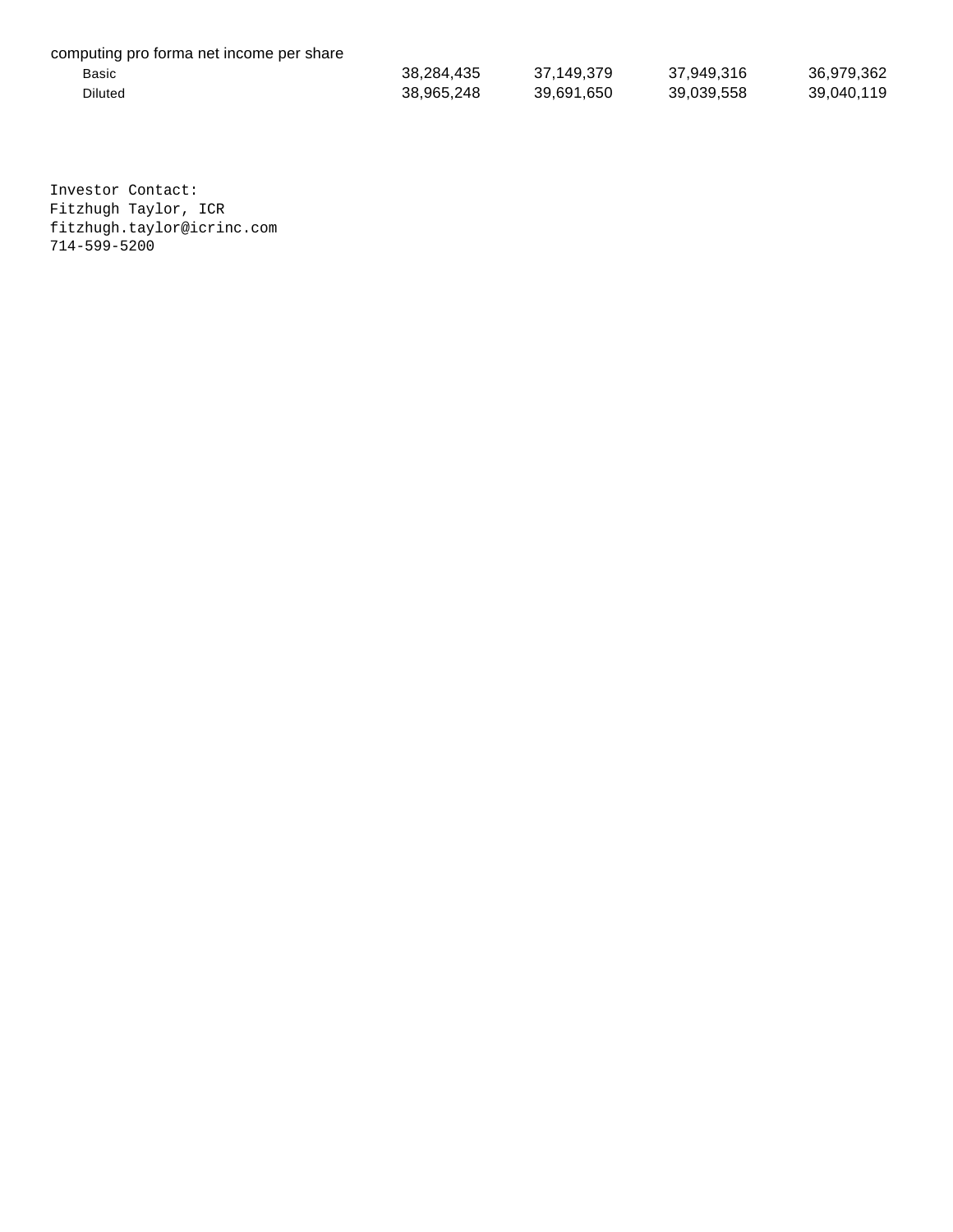| computing pro forma net income per share | | | | |
| --- | --- | --- | --- | --- |
| Basic | 38,284,435 | 37,149,379 | 37,949,316 | 36,979,362 |
| Diluted | 38,965,248 | 39,691,650 | 39,039,558 | 39,040,119 |

Investor Contact:
Fitzhugh Taylor, ICR
fitzhugh.taylor@icrinc.com
714-599-5200